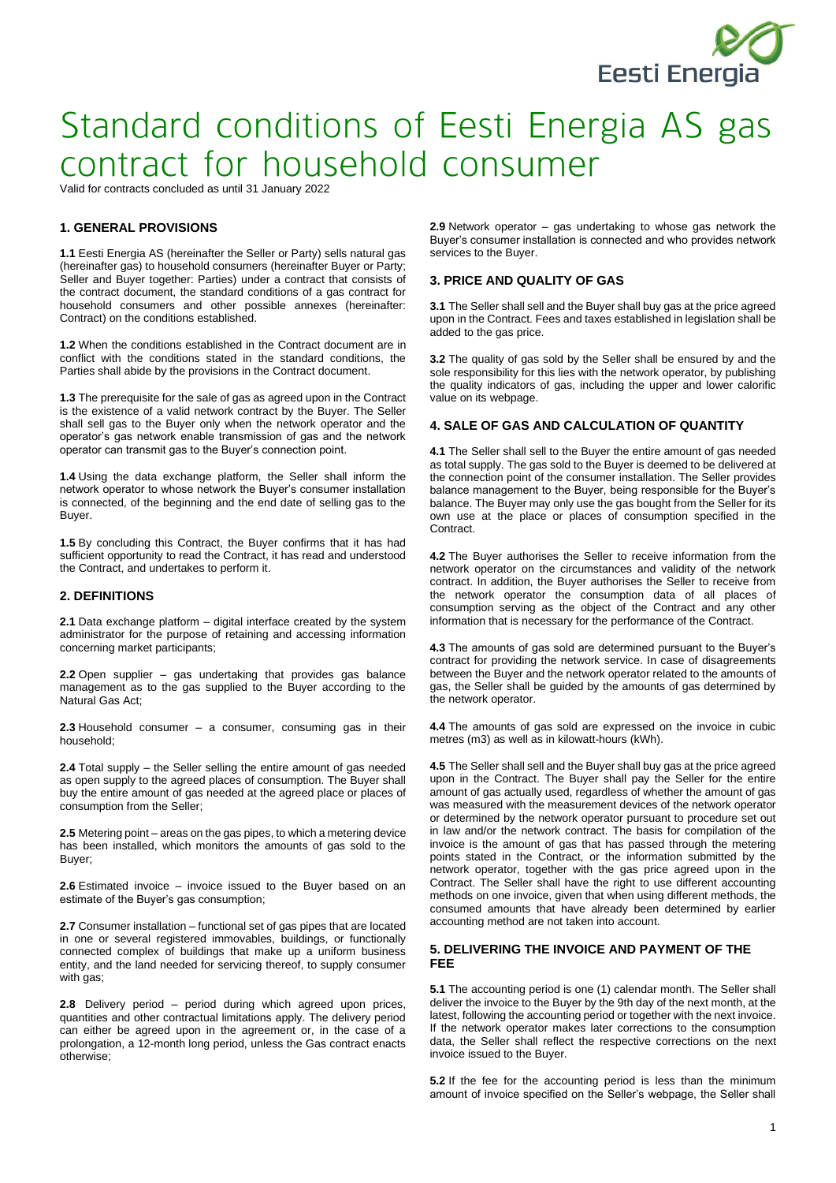# Standard conditions of Eesti Energia AS gas contract for household consumer

Valid for contracts concluded as until 31 January 2022

## 1. GENERAL PROVISIONS

**1.1** Eesti Energia AS (hereinafter the Seller or Party) sells natural gas (hereinafter gas) to household consumers (hereinafter Buyer or Party; Seller and Buyer together: Parties) under a contract that consists of the contract document, the standard conditions of a gas contract for household consumers and other possible annexes (hereinafter: Contract) on the conditions established.

**1.2** When the conditions established in the Contract document are in conflict with the conditions stated in the standard conditions, the Parties shall abide by the provisions in the Contract document.

**1.3** The prerequisite for the sale of gas as agreed upon in the Contract is the existence of a valid network contract by the Buyer. The Seller shall sell gas to the Buyer only when the network operator and the operator's gas network enable transmission of gas and the network operator can transmit gas to the Buyer's connection point.

**1.4** Using the data exchange platform, the Seller shall inform the network operator to whose network the Buyer's consumer installation is connected, of the beginning and the end date of selling gas to the Buyer.

**1.5** By concluding this Contract, the Buyer confirms that it has had sufficient opportunity to read the Contract, it has read and understood the Contract, and undertakes to perform it.

## 2. DEFINITIONS

**2.1** Data exchange platform – digital interface created by the system administrator for the purpose of retaining and accessing information concerning market participants;

**2.2** Open supplier – gas undertaking that provides gas balance management as to the gas supplied to the Buyer according to the Natural Gas Act;

**2.3** Household consumer – a consumer, consuming gas in their household;

**2.4** Total supply – the Seller selling the entire amount of gas needed as open supply to the agreed places of consumption. The Buyer shall buy the entire amount of gas needed at the agreed place or places of consumption from the Seller;

**2.5** Metering point – areas on the gas pipes, to which a metering device has been installed, which monitors the amounts of gas sold to the Buyer;

**2.6** Estimated invoice – invoice issued to the Buyer based on an estimate of the Buyer's gas consumption;

**2.7** Consumer installation – functional set of gas pipes that are located in one or several registered immovables, buildings, or functionally connected complex of buildings that make up a uniform business entity, and the land needed for servicing thereof, to supply consumer with gas;

**2.8** Delivery period – period during which agreed upon prices, quantities and other contractual limitations apply. The delivery period can either be agreed upon in the agreement or, in the case of a prolongation, a 12-month long period, unless the Gas contract enacts otherwise;

**2.9** Network operator – gas undertaking to whose gas network the Buyer's consumer installation is connected and who provides network services to the Buyer.

## 3. PRICE AND QUALITY OF GAS

**3.1** The Seller shall sell and the Buyer shall buy gas at the price agreed upon in the Contract. Fees and taxes established in legislation shall be added to the gas price.

**3.2** The quality of gas sold by the Seller shall be ensured by and the sole responsibility for this lies with the network operator, by publishing the quality indicators of gas, including the upper and lower calorific value on its webpage.

## 4. SALE OF GAS AND CALCULATION OF QUANTITY

**4.1** The Seller shall sell to the Buyer the entire amount of gas needed as total supply. The gas sold to the Buyer is deemed to be delivered at the connection point of the consumer installation. The Seller provides balance management to the Buyer, being responsible for the Buyer's balance. The Buyer may only use the gas bought from the Seller for its own use at the place or places of consumption specified in the Contract.

**4.2** The Buyer authorises the Seller to receive information from the network operator on the circumstances and validity of the network contract. In addition, the Buyer authorises the Seller to receive from the network operator the consumption data of all places of consumption serving as the object of the Contract and any other information that is necessary for the performance of the Contract.

**4.3** The amounts of gas sold are determined pursuant to the Buyer's contract for providing the network service. In case of disagreements between the Buyer and the network operator related to the amounts of gas, the Seller shall be guided by the amounts of gas determined by the network operator.

**4.4** The amounts of gas sold are expressed on the invoice in cubic metres (m3) as well as in kilowatt-hours (kWh).

**4.5** The Seller shall sell and the Buyer shall buy gas at the price agreed upon in the Contract. The Buyer shall pay the Seller for the entire amount of gas actually used, regardless of whether the amount of gas was measured with the measurement devices of the network operator or determined by the network operator pursuant to procedure set out in law and/or the network contract. The basis for compilation of the invoice is the amount of gas that has passed through the metering points stated in the Contract, or the information submitted by the network operator, together with the gas price agreed upon in the Contract. The Seller shall have the right to use different accounting methods on one invoice, given that when using different methods, the consumed amounts that have already been determined by earlier accounting method are not taken into account.

## 5. DELIVERING THE INVOICE AND PAYMENT OF THE FEE

**5.1** The accounting period is one (1) calendar month. The Seller shall deliver the invoice to the Buyer by the 9th day of the next month, at the latest, following the accounting period or together with the next invoice. If the network operator makes later corrections to the consumption data, the Seller shall reflect the respective corrections on the next invoice issued to the Buyer.

**5.2** If the fee for the accounting period is less than the minimum amount of invoice specified on the Seller's webpage, the Seller shall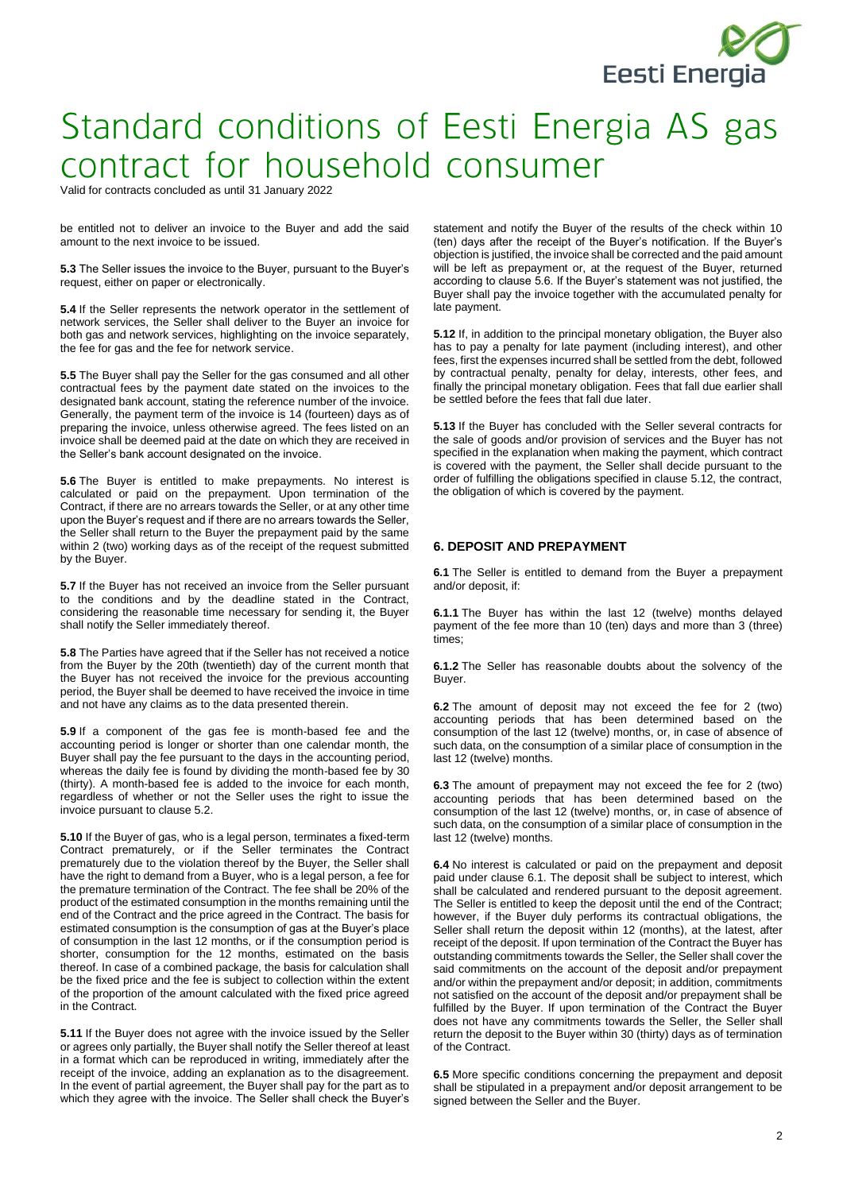be entitled not to deliver an invoice to the Buyer and add the said amount to the next invoice to be issued.

**5.3** The Seller issues the invoice to the Buyer, pursuant to the Buyer's request, either on paper or electronically.

**5.4** If the Seller represents the network operator in the settlement of network services, the Seller shall deliver to the Buyer an invoice for both gas and network services, highlighting on the invoice separately, the fee for gas and the fee for network service.

**5.5** The Buyer shall pay the Seller for the gas consumed and all other contractual fees by the payment date stated on the invoices to the designated bank account, stating the reference number of the invoice. Generally, the payment term of the invoice is 14 (fourteen) days as of preparing the invoice, unless otherwise agreed. The fees listed on an invoice shall be deemed paid at the date on which they are received in the Seller's bank account designated on the invoice.

**5.6** The Buyer is entitled to make prepayments. No interest is calculated or paid on the prepayment. Upon termination of the Contract, if there are no arrears towards the Seller, or at any other time upon the Buyer's request and if there are no arrears towards the Seller, the Seller shall return to the Buyer the prepayment paid by the same within 2 (two) working days as of the receipt of the request submitted by the Buyer.

**5.7** If the Buyer has not received an invoice from the Seller pursuant to the conditions and by the deadline stated in the Contract, considering the reasonable time necessary for sending it, the Buyer shall notify the Seller immediately thereof.

**5.8** The Parties have agreed that if the Seller has not received a notice from the Buyer by the 20th (twentieth) day of the current month that the Buyer has not received the invoice for the previous accounting period, the Buyer shall be deemed to have received the invoice in time and not have any claims as to the data presented therein.

**5.9** If a component of the gas fee is month-based fee and the accounting period is longer or shorter than one calendar month, the Buyer shall pay the fee pursuant to the days in the accounting period, whereas the daily fee is found by dividing the month-based fee by 30 (thirty). A month-based fee is added to the invoice for each month, regardless of whether or not the Seller uses the right to issue the invoice pursuant to clause 5.2.

**5.10** If the Buyer of gas, who is a legal person, terminates a fixed-term Contract prematurely, or if the Seller terminates the Contract prematurely due to the violation thereof by the Buyer, the Seller shall have the right to demand from a Buyer, who is a legal person, a fee for the premature termination of the Contract. The fee shall be 20% of the product of the estimated consumption in the months remaining until the end of the Contract and the price agreed in the Contract. The basis for estimated consumption is the consumption of gas at the Buyer's place of consumption in the last 12 months, or if the consumption period is shorter, consumption for the 12 months, estimated on the basis thereof. In case of a combined package, the basis for calculation shall be the fixed price and the fee is subject to collection within the extent of the proportion of the amount calculated with the fixed price agreed in the Contract.

**5.11** If the Buyer does not agree with the invoice issued by the Seller or agrees only partially, the Buyer shall notify the Seller thereof at least in a format which can be reproduced in writing, immediately after the receipt of the invoice, adding an explanation as to the disagreement. In the event of partial agreement, the Buyer shall pay for the part as to which they agree with the invoice. The Seller shall check the Buyer's statement and notify the Buyer of the results of the check within 10 (ten) days after the receipt of the Buyer's notification. If the Buyer's objection is justified, the invoice shall be corrected and the paid amount will be left as prepayment or, at the request of the Buyer, returned according to clause 5.6. If the Buyer's statement was not justified, the Buyer shall pay the invoice together with the accumulated penalty for late payment.

**5.12** If, in addition to the principal monetary obligation, the Buyer also has to pay a penalty for late payment (including interest), and other fees, first the expenses incurred shall be settled from the debt, followed by contractual penalty, penalty for delay, interests, other fees, and finally the principal monetary obligation. Fees that fall due earlier shall be settled before the fees that fall due later.

**5.13** If the Buyer has concluded with the Seller several contracts for the sale of goods and/or provision of services and the Buyer has not specified in the explanation when making the payment, which contract is covered with the payment, the Seller shall decide pursuant to the order of fulfilling the obligations specified in clause 5.12, the contract, the obligation of which is covered by the payment.

## 6. DEPOSIT AND PREPAYMENT

**6.1** The Seller is entitled to demand from the Buyer a prepayment and/or deposit, if:

**6.1.1** The Buyer has within the last 12 (twelve) months delayed payment of the fee more than 10 (ten) days and more than 3 (three) times;

**6.1.2** The Seller has reasonable doubts about the solvency of the Buyer.

**6.2** The amount of deposit may not exceed the fee for 2 (two) accounting periods that has been determined based on the consumption of the last 12 (twelve) months, or, in case of absence of such data, on the consumption of a similar place of consumption in the last 12 (twelve) months.

**6.3** The amount of prepayment may not exceed the fee for 2 (two) accounting periods that has been determined based on the consumption of the last 12 (twelve) months, or, in case of absence of such data, on the consumption of a similar place of consumption in the last 12 (twelve) months.

**6.4** No interest is calculated or paid on the prepayment and deposit paid under clause 6.1. The deposit shall be subject to interest, which shall be calculated and rendered pursuant to the deposit agreement. The Seller is entitled to keep the deposit until the end of the Contract; however, if the Buyer duly performs its contractual obligations, the Seller shall return the deposit within 12 (months), at the latest, after receipt of the deposit. If upon termination of the Contract the Buyer has outstanding commitments towards the Seller, the Seller shall cover the said commitments on the account of the deposit and/or prepayment and/or within the prepayment and/or deposit; in addition, commitments not satisfied on the account of the deposit and/or prepayment shall be fulfilled by the Buyer. If upon termination of the Contract the Buyer does not have any commitments towards the Seller, the Seller shall return the deposit to the Buyer within 30 (thirty) days as of termination of the Contract.

**6.5** More specific conditions concerning the prepayment and deposit shall be stipulated in a prepayment and/or deposit arrangement to be signed between the Seller and the Buyer.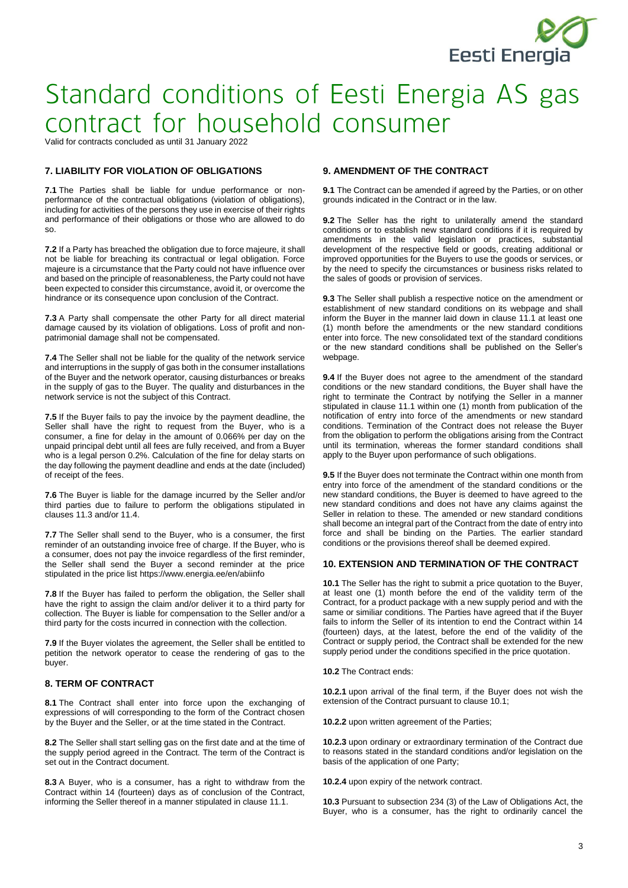# Standard conditions of Eesti Energia AS gas contract for household consumer

Valid for contracts concluded as until 31 January 2022

## 7. LIABILITY FOR VIOLATION OF OBLIGATIONS

**7.1** The Parties shall be liable for undue performance or non-performance of the contractual obligations (violation of obligations), including for activities of the persons they use in exercise of their rights and performance of their obligations or those who are allowed to do so.

**7.2** If a Party has breached the obligation due to force majeure, it shall not be liable for breaching its contractual or legal obligation. Force majeure is a circumstance that the Party could not have influence over and based on the principle of reasonableness, the Party could not have been expected to consider this circumstance, avoid it, or overcome the hindrance or its consequence upon conclusion of the Contract.

**7.3** A Party shall compensate the other Party for all direct material damage caused by its violation of obligations. Loss of profit and non-patrimonial damage shall not be compensated.

**7.4** The Seller shall not be liable for the quality of the network service and interruptions in the supply of gas both in the consumer installations of the Buyer and the network operator, causing disturbances or breaks in the supply of gas to the Buyer. The quality and disturbances in the network service is not the subject of this Contract.

**7.5** If the Buyer fails to pay the invoice by the payment deadline, the Seller shall have the right to request from the Buyer, who is a consumer, a fine for delay in the amount of 0.066% per day on the unpaid principal debt until all fees are fully received, and from a Buyer who is a legal person 0.2%. Calculation of the fine for delay starts on the day following the payment deadline and ends at the date (included) of receipt of the fees.

**7.6** The Buyer is liable for the damage incurred by the Seller and/or third parties due to failure to perform the obligations stipulated in clauses 11.3 and/or 11.4.

**7.7** The Seller shall send to the Buyer, who is a consumer, the first reminder of an outstanding invoice free of charge. If the Buyer, who is a consumer, does not pay the invoice regardless of the first reminder, the Seller shall send the Buyer a second reminder at the price stipulated in the price list https://www.energia.ee/en/abiinfo

**7.8** If the Buyer has failed to perform the obligation, the Seller shall have the right to assign the claim and/or deliver it to a third party for collection. The Buyer is liable for compensation to the Seller and/or a third party for the costs incurred in connection with the collection.

**7.9** If the Buyer violates the agreement, the Seller shall be entitled to petition the network operator to cease the rendering of gas to the buyer.

## 8. TERM OF CONTRACT

**8.1** The Contract shall enter into force upon the exchanging of expressions of will corresponding to the form of the Contract chosen by the Buyer and the Seller, or at the time stated in the Contract.

**8.2** The Seller shall start selling gas on the first date and at the time of the supply period agreed in the Contract. The term of the Contract is set out in the Contract document.

**8.3** A Buyer, who is a consumer, has a right to withdraw from the Contract within 14 (fourteen) days as of conclusion of the Contract, informing the Seller thereof in a manner stipulated in clause 11.1.

## 9. AMENDMENT OF THE CONTRACT

**9.1** The Contract can be amended if agreed by the Parties, or on other grounds indicated in the Contract or in the law.

**9.2** The Seller has the right to unilaterally amend the standard conditions or to establish new standard conditions if it is required by amendments in the valid legislation or practices, substantial development of the respective field or goods, creating additional or improved opportunities for the Buyers to use the goods or services, or by the need to specify the circumstances or business risks related to the sales of goods or provision of services.

**9.3** The Seller shall publish a respective notice on the amendment or establishment of new standard conditions on its webpage and shall inform the Buyer in the manner laid down in clause 11.1 at least one (1) month before the amendments or the new standard conditions enter into force. The new consolidated text of the standard conditions or the new standard conditions shall be published on the Seller's webpage.

**9.4** If the Buyer does not agree to the amendment of the standard conditions or the new standard conditions, the Buyer shall have the right to terminate the Contract by notifying the Seller in a manner stipulated in clause 11.1 within one (1) month from publication of the notification of entry into force of the amendments or new standard conditions. Termination of the Contract does not release the Buyer from the obligation to perform the obligations arising from the Contract until its termination, whereas the former standard conditions shall apply to the Buyer upon performance of such obligations.

**9.5** If the Buyer does not terminate the Contract within one month from entry into force of the amendment of the standard conditions or the new standard conditions, the Buyer is deemed to have agreed to the new standard conditions and does not have any claims against the Seller in relation to these. The amended or new standard conditions shall become an integral part of the Contract from the date of entry into force and shall be binding on the Parties. The earlier standard conditions or the provisions thereof shall be deemed expired.

## 10. EXTENSION AND TERMINATION OF THE CONTRACT

**10.1** The Seller has the right to submit a price quotation to the Buyer, at least one (1) month before the end of the validity term of the Contract, for a product package with a new supply period and with the same or similiar conditions. The Parties have agreed that if the Buyer fails to inform the Seller of its intention to end the Contract within 14 (fourteen) days, at the latest, before the end of the validity of the Contract or supply period, the Contract shall be extended for the new supply period under the conditions specified in the price quotation.

**10.2** The Contract ends:

**10.2.1** upon arrival of the final term, if the Buyer does not wish the extension of the Contract pursuant to clause 10.1;

**10.2.2** upon written agreement of the Parties;

**10.2.3** upon ordinary or extraordinary termination of the Contract due to reasons stated in the standard conditions and/or legislation on the basis of the application of one Party;

**10.2.4** upon expiry of the network contract.

**10.3** Pursuant to subsection 234 (3) of the Law of Obligations Act, the Buyer, who is a consumer, has the right to ordinarily cancel the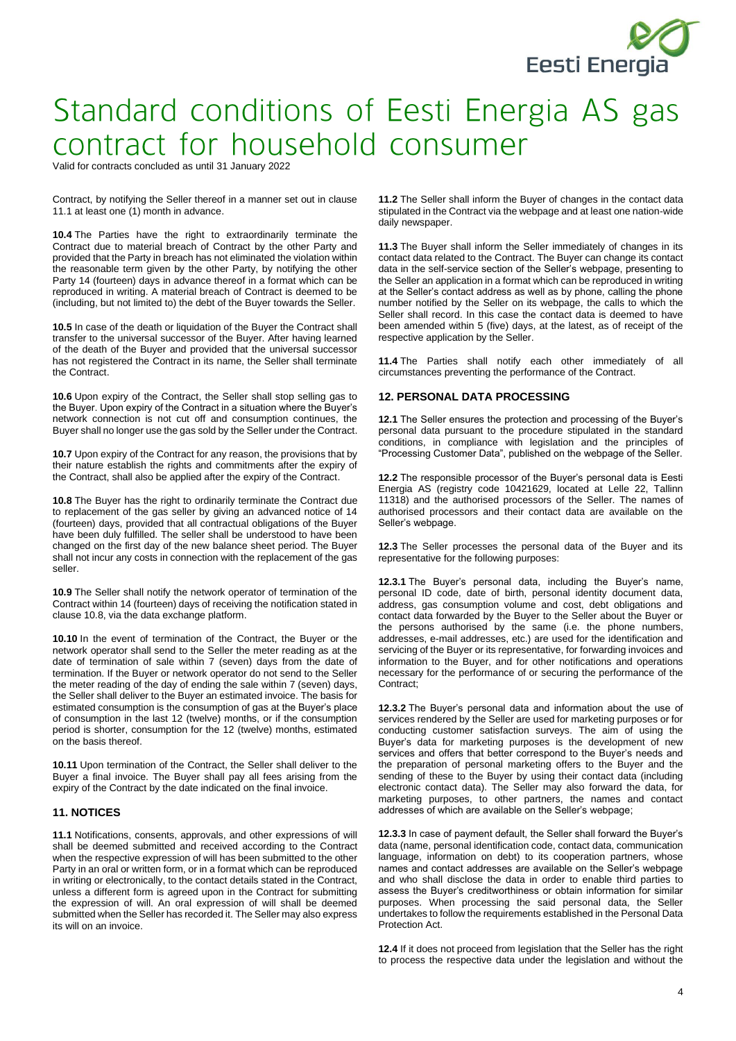# Standard conditions of Eesti Energia AS gas contract for household consumer

Valid for contracts concluded as until 31 January 2022

Contract, by notifying the Seller thereof in a manner set out in clause 11.1 at least one (1) month in advance.

**10.4** The Parties have the right to extraordinarily terminate the Contract due to material breach of Contract by the other Party and provided that the Party in breach has not eliminated the violation within the reasonable term given by the other Party, by notifying the other Party 14 (fourteen) days in advance thereof in a format which can be reproduced in writing. A material breach of Contract is deemed to be (including, but not limited to) the debt of the Buyer towards the Seller.

**10.5** In case of the death or liquidation of the Buyer the Contract shall transfer to the universal successor of the Buyer. After having learned of the death of the Buyer and provided that the universal successor has not registered the Contract in its name, the Seller shall terminate the Contract.

**10.6** Upon expiry of the Contract, the Seller shall stop selling gas to the Buyer. Upon expiry of the Contract in a situation where the Buyer's network connection is not cut off and consumption continues, the Buyer shall no longer use the gas sold by the Seller under the Contract.

**10.7** Upon expiry of the Contract for any reason, the provisions that by their nature establish the rights and commitments after the expiry of the Contract, shall also be applied after the expiry of the Contract.

**10.8** The Buyer has the right to ordinarily terminate the Contract due to replacement of the gas seller by giving an advanced notice of 14 (fourteen) days, provided that all contractual obligations of the Buyer have been duly fulfilled. The seller shall be understood to have been changed on the first day of the new balance sheet period. The Buyer shall not incur any costs in connection with the replacement of the gas seller.

**10.9** The Seller shall notify the network operator of termination of the Contract within 14 (fourteen) days of receiving the notification stated in clause 10.8, via the data exchange platform.

**10.10** In the event of termination of the Contract, the Buyer or the network operator shall send to the Seller the meter reading as at the date of termination of sale within 7 (seven) days from the date of termination. If the Buyer or network operator do not send to the Seller the meter reading of the day of ending the sale within 7 (seven) days, the Seller shall deliver to the Buyer an estimated invoice. The basis for estimated consumption is the consumption of gas at the Buyer's place of consumption in the last 12 (twelve) months, or if the consumption period is shorter, consumption for the 12 (twelve) months, estimated on the basis thereof.

**10.11** Upon termination of the Contract, the Seller shall deliver to the Buyer a final invoice. The Buyer shall pay all fees arising from the expiry of the Contract by the date indicated on the final invoice.

## 11. NOTICES

**11.1** Notifications, consents, approvals, and other expressions of will shall be deemed submitted and received according to the Contract when the respective expression of will has been submitted to the other Party in an oral or written form, or in a format which can be reproduced in writing or electronically, to the contact details stated in the Contract, unless a different form is agreed upon in the Contract for submitting the expression of will. An oral expression of will shall be deemed submitted when the Seller has recorded it. The Seller may also express its will on an invoice.

**11.2** The Seller shall inform the Buyer of changes in the contact data stipulated in the Contract via the webpage and at least one nation-wide daily newspaper.

**11.3** The Buyer shall inform the Seller immediately of changes in its contact data related to the Contract. The Buyer can change its contact data in the self-service section of the Seller's webpage, presenting to the Seller an application in a format which can be reproduced in writing at the Seller's contact address as well as by phone, calling the phone number notified by the Seller on its webpage, the calls to which the Seller shall record. In this case the contact data is deemed to have been amended within 5 (five) days, at the latest, as of receipt of the respective application by the Seller.

**11.4** The Parties shall notify each other immediately of all circumstances preventing the performance of the Contract.

## 12. PERSONAL DATA PROCESSING

**12.1** The Seller ensures the protection and processing of the Buyer's personal data pursuant to the procedure stipulated in the standard conditions, in compliance with legislation and the principles of "Processing Customer Data", published on the webpage of the Seller.

**12.2** The responsible processor of the Buyer's personal data is Eesti Energia AS (registry code 10421629, located at Lelle 22, Tallinn 11318) and the authorised processors of the Seller. The names of authorised processors and their contact data are available on the Seller's webpage.

**12.3** The Seller processes the personal data of the Buyer and its representative for the following purposes:

**12.3.1** The Buyer's personal data, including the Buyer's name, personal ID code, date of birth, personal identity document data, address, gas consumption volume and cost, debt obligations and contact data forwarded by the Buyer to the Seller about the Buyer or the persons authorised by the same (i.e. the phone numbers, addresses, e-mail addresses, etc.) are used for the identification and servicing of the Buyer or its representative, for forwarding invoices and information to the Buyer, and for other notifications and operations necessary for the performance of or securing the performance of the Contract;

**12.3.2** The Buyer's personal data and information about the use of services rendered by the Seller are used for marketing purposes or for conducting customer satisfaction surveys. The aim of using the Buyer's data for marketing purposes is the development of new services and offers that better correspond to the Buyer's needs and the preparation of personal marketing offers to the Buyer and the sending of these to the Buyer by using their contact data (including electronic contact data). The Seller may also forward the data, for marketing purposes, to other partners, the names and contact addresses of which are available on the Seller's webpage;

**12.3.3** In case of payment default, the Seller shall forward the Buyer's data (name, personal identification code, contact data, communication language, information on debt) to its cooperation partners, whose names and contact addresses are available on the Seller's webpage and who shall disclose the data in order to enable third parties to assess the Buyer's creditworthiness or obtain information for similar purposes. When processing the said personal data, the Seller undertakes to follow the requirements established in the Personal Data Protection Act.

**12.4** If it does not proceed from legislation that the Seller has the right to process the respective data under the legislation and without the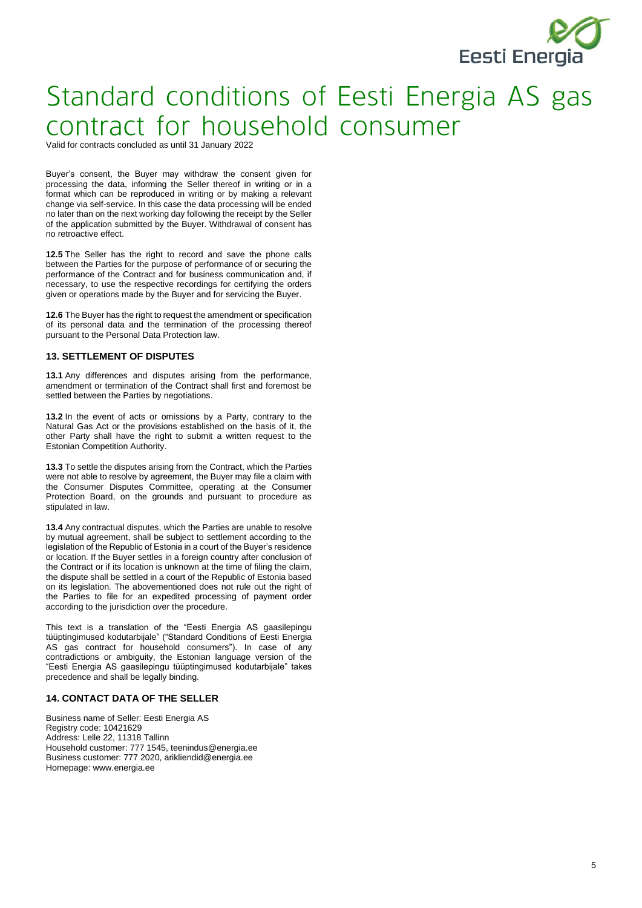Buyer's consent, the Buyer may withdraw the consent given for processing the data, informing the Seller thereof in writing or in a format which can be reproduced in writing or by making a relevant change via self-service. In this case the data processing will be ended no later than on the next working day following the receipt by the Seller of the application submitted by the Buyer. Withdrawal of consent has no retroactive effect.

**12.5** The Seller has the right to record and save the phone calls between the Parties for the purpose of performance of or securing the performance of the Contract and for business communication and, if necessary, to use the respective recordings for certifying the orders given or operations made by the Buyer and for servicing the Buyer.

**12.6** The Buyer has the right to request the amendment or specification of its personal data and the termination of the processing thereof pursuant to the Personal Data Protection law.

### 13. SETTLEMENT OF DISPUTES

**13.1** Any differences and disputes arising from the performance, amendment or termination of the Contract shall first and foremost be settled between the Parties by negotiations.

**13.2** In the event of acts or omissions by a Party, contrary to the Natural Gas Act or the provisions established on the basis of it, the other Party shall have the right to submit a written request to the Estonian Competition Authority.

**13.3** To settle the disputes arising from the Contract, which the Parties were not able to resolve by agreement, the Buyer may file a claim with the Consumer Disputes Committee, operating at the Consumer Protection Board, on the grounds and pursuant to procedure as stipulated in law.

**13.4** Any contractual disputes, which the Parties are unable to resolve by mutual agreement, shall be subject to settlement according to the legislation of the Republic of Estonia in a court of the Buyer's residence or location. If the Buyer settles in a foreign country after conclusion of the Contract or if its location is unknown at the time of filing the claim, the dispute shall be settled in a court of the Republic of Estonia based on its legislation. The abovementioned does not rule out the right of the Parties to file for an expedited processing of payment order according to the jurisdiction over the procedure.

This text is a translation of the "Eesti Energia AS gaasilepingu tüüptingimused kodutarbijale" ("Standard Conditions of Eesti Energia AS gas contract for household consumers"). In case of any contradictions or ambiguity, the Estonian language version of the "Eesti Energia AS gaasilepingu tüüptingimused kodutarbijale" takes precedence and shall be legally binding.

### 14. CONTACT DATA OF THE SELLER

Business name of Seller: Eesti Energia AS
Registry code: 10421629
Address: Lelle 22, 11318 Tallinn
Household customer: 777 1545, teenindus@energia.ee
Business customer: 777 2020, arikliendid@energia.ee
Homepage: www.energia.ee